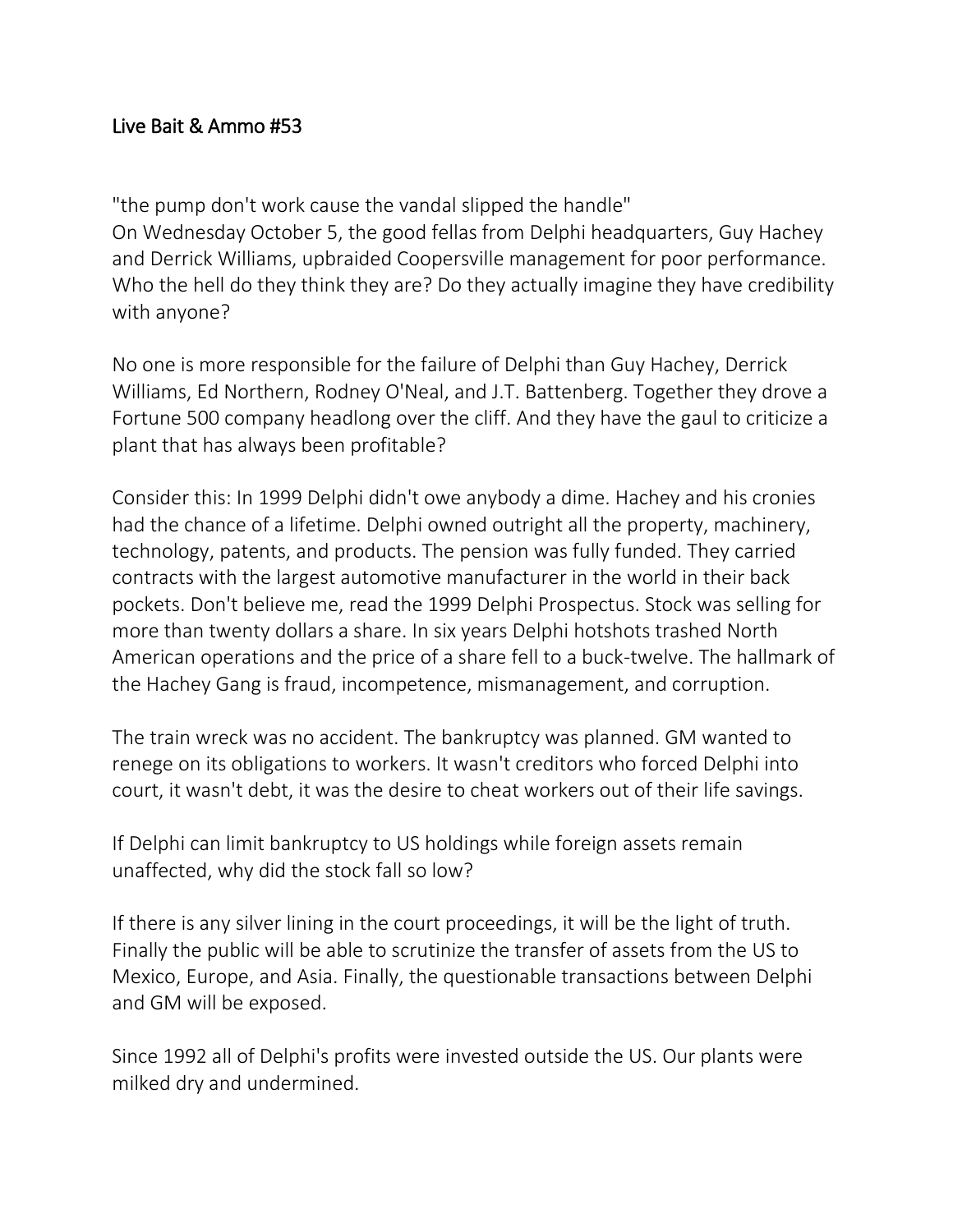# Live Bait & Ammo #53

"the pump don't work cause the vandal slipped the handle"
On Wednesday October 5, the good fellas from Delphi headquarters, Guy Hachey and Derrick Williams, upbraided Coopersville management for poor performance. Who the hell do they think they are? Do they actually imagine they have credibility with anyone?

No one is more responsible for the failure of Delphi than Guy Hachey, Derrick Williams, Ed Northern, Rodney O'Neal, and J.T. Battenberg. Together they drove a Fortune 500 company headlong over the cliff. And they have the gaul to criticize a plant that has always been profitable?

Consider this: In 1999 Delphi didn't owe anybody a dime. Hachey and his cronies had the chance of a lifetime. Delphi owned outright all the property, machinery, technology, patents, and products. The pension was fully funded. They carried contracts with the largest automotive manufacturer in the world in their back pockets. Don't believe me, read the 1999 Delphi Prospectus. Stock was selling for more than twenty dollars a share. In six years Delphi hotshots trashed North American operations and the price of a share fell to a buck-twelve. The hallmark of the Hachey Gang is fraud, incompetence, mismanagement, and corruption.

The train wreck was no accident. The bankruptcy was planned. GM wanted to renege on its obligations to workers. It wasn't creditors who forced Delphi into court, it wasn't debt, it was the desire to cheat workers out of their life savings.

If Delphi can limit bankruptcy to US holdings while foreign assets remain unaffected, why did the stock fall so low?

If there is any silver lining in the court proceedings, it will be the light of truth. Finally the public will be able to scrutinize the transfer of assets from the US to Mexico, Europe, and Asia. Finally, the questionable transactions between Delphi and GM will be exposed.

Since 1992 all of Delphi's profits were invested outside the US. Our plants were milked dry and undermined.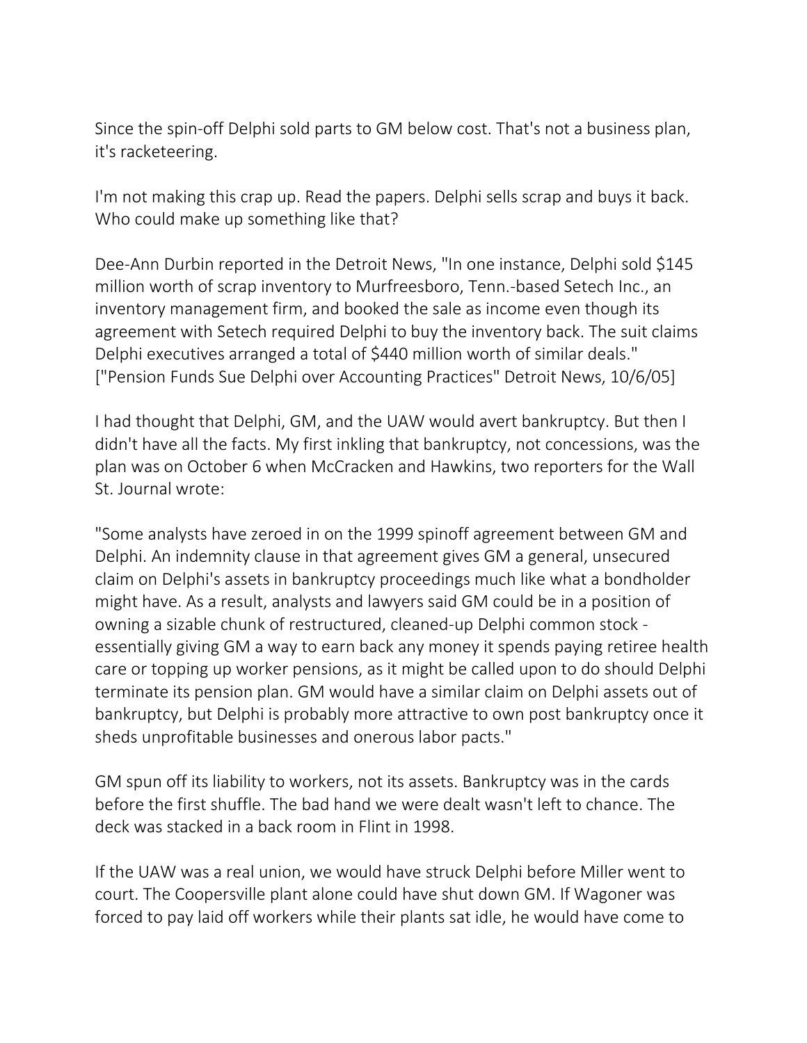Since the spin-off Delphi sold parts to GM below cost. That's not a business plan, it's racketeering.

I'm not making this crap up. Read the papers. Delphi sells scrap and buys it back. Who could make up something like that?

Dee-Ann Durbin reported in the Detroit News, "In one instance, Delphi sold $145 million worth of scrap inventory to Murfreesboro, Tenn.-based Setech Inc., an inventory management firm, and booked the sale as income even though its agreement with Setech required Delphi to buy the inventory back. The suit claims Delphi executives arranged a total of $440 million worth of similar deals." ["Pension Funds Sue Delphi over Accounting Practices" Detroit News, 10/6/05]

I had thought that Delphi, GM, and the UAW would avert bankruptcy. But then I didn't have all the facts. My first inkling that bankruptcy, not concessions, was the plan was on October 6 when McCracken and Hawkins, two reporters for the Wall St. Journal wrote:

"Some analysts have zeroed in on the 1999 spinoff agreement between GM and Delphi. An indemnity clause in that agreement gives GM a general, unsecured claim on Delphi's assets in bankruptcy proceedings much like what a bondholder might have. As a result, analysts and lawyers said GM could be in a position of owning a sizable chunk of restructured, cleaned-up Delphi common stock - essentially giving GM a way to earn back any money it spends paying retiree health care or topping up worker pensions, as it might be called upon to do should Delphi terminate its pension plan. GM would have a similar claim on Delphi assets out of bankruptcy, but Delphi is probably more attractive to own post bankruptcy once it sheds unprofitable businesses and onerous labor pacts."

GM spun off its liability to workers, not its assets. Bankruptcy was in the cards before the first shuffle. The bad hand we were dealt wasn't left to chance. The deck was stacked in a back room in Flint in 1998.

If the UAW was a real union, we would have struck Delphi before Miller went to court. The Coopersville plant alone could have shut down GM. If Wagoner was forced to pay laid off workers while their plants sat idle, he would have come to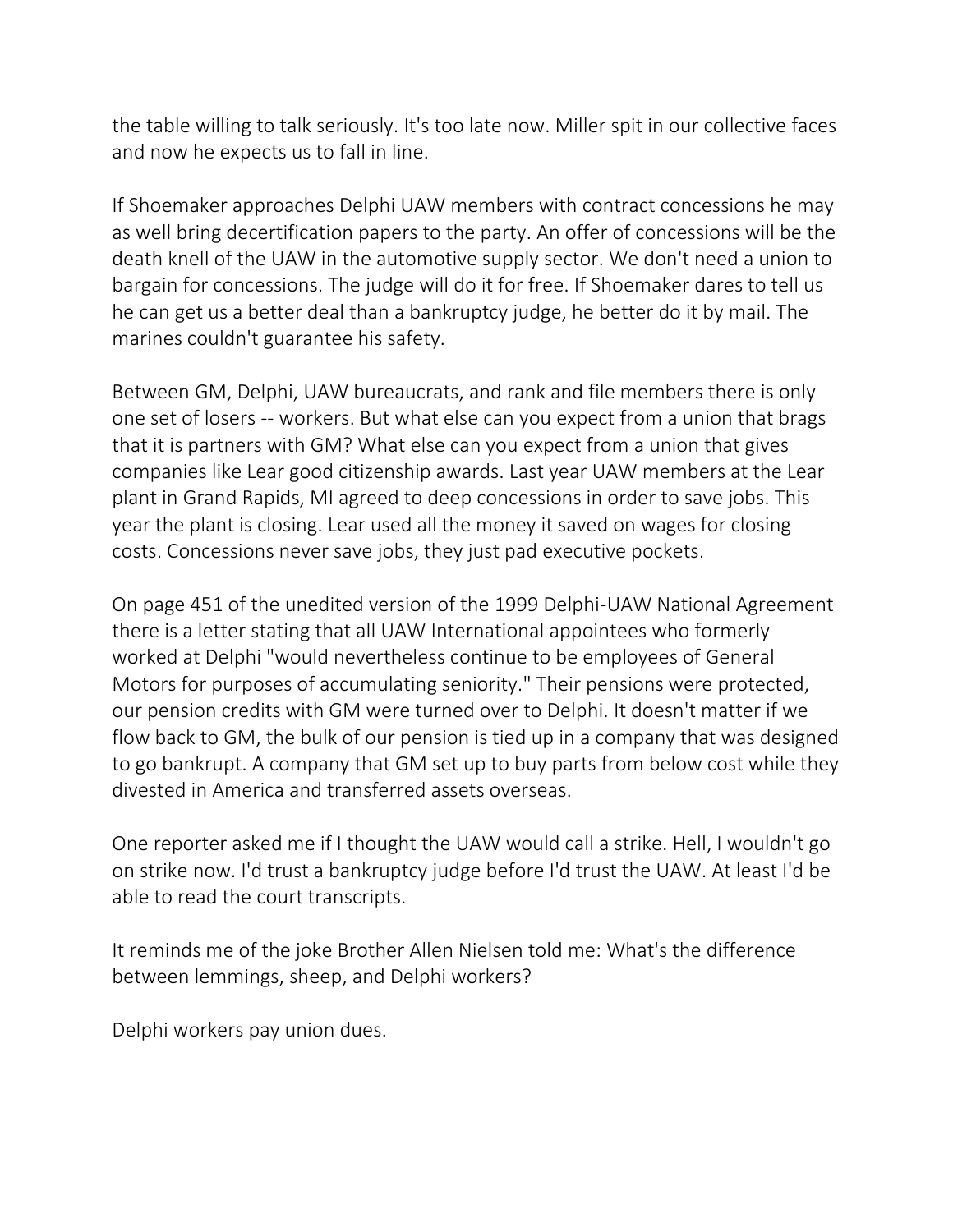the table willing to talk seriously. It's too late now. Miller spit in our collective faces and now he expects us to fall in line.

If Shoemaker approaches Delphi UAW members with contract concessions he may as well bring decertification papers to the party. An offer of concessions will be the death knell of the UAW in the automotive supply sector. We don't need a union to bargain for concessions. The judge will do it for free. If Shoemaker dares to tell us he can get us a better deal than a bankruptcy judge, he better do it by mail. The marines couldn't guarantee his safety.

Between GM, Delphi, UAW bureaucrats, and rank and file members there is only one set of losers -- workers. But what else can you expect from a union that brags that it is partners with GM? What else can you expect from a union that gives companies like Lear good citizenship awards. Last year UAW members at the Lear plant in Grand Rapids, MI agreed to deep concessions in order to save jobs. This year the plant is closing. Lear used all the money it saved on wages for closing costs. Concessions never save jobs, they just pad executive pockets.

On page 451 of the unedited version of the 1999 Delphi-UAW National Agreement there is a letter stating that all UAW International appointees who formerly worked at Delphi "would nevertheless continue to be employees of General Motors for purposes of accumulating seniority." Their pensions were protected, our pension credits with GM were turned over to Delphi. It doesn't matter if we flow back to GM, the bulk of our pension is tied up in a company that was designed to go bankrupt. A company that GM set up to buy parts from below cost while they divested in America and transferred assets overseas.

One reporter asked me if I thought the UAW would call a strike. Hell, I wouldn't go on strike now. I'd trust a bankruptcy judge before I'd trust the UAW. At least I'd be able to read the court transcripts.

It reminds me of the joke Brother Allen Nielsen told me: What's the difference between lemmings, sheep, and Delphi workers?

Delphi workers pay union dues.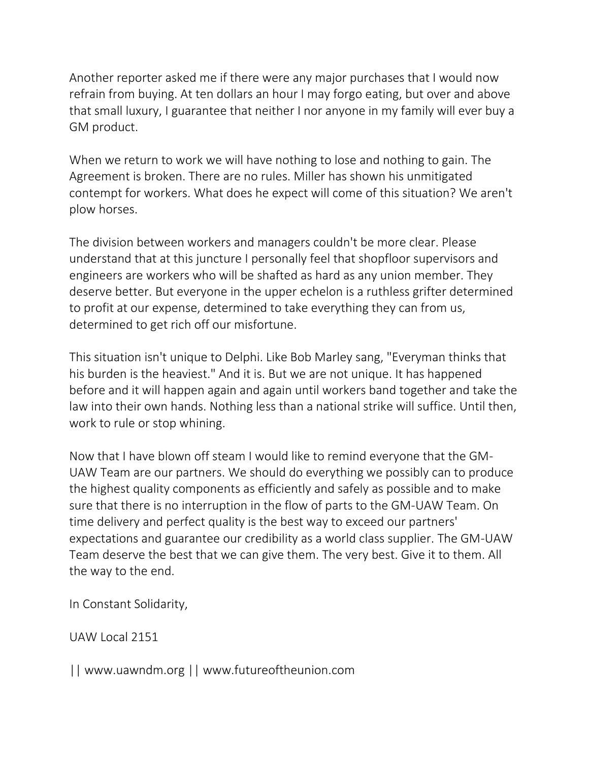Another reporter asked me if there were any major purchases that I would now refrain from buying. At ten dollars an hour I may forgo eating, but over and above that small luxury, I guarantee that neither I nor anyone in my family will ever buy a GM product.

When we return to work we will have nothing to lose and nothing to gain. The Agreement is broken. There are no rules. Miller has shown his unmitigated contempt for workers. What does he expect will come of this situation? We aren't plow horses.

The division between workers and managers couldn't be more clear. Please understand that at this juncture I personally feel that shopfloor supervisors and engineers are workers who will be shafted as hard as any union member. They deserve better. But everyone in the upper echelon is a ruthless grifter determined to profit at our expense, determined to take everything they can from us, determined to get rich off our misfortune.

This situation isn't unique to Delphi. Like Bob Marley sang, "Everyman thinks that his burden is the heaviest." And it is. But we are not unique. It has happened before and it will happen again and again until workers band together and take the law into their own hands. Nothing less than a national strike will suffice. Until then, work to rule or stop whining.

Now that I have blown off steam I would like to remind everyone that the GM-UAW Team are our partners. We should do everything we possibly can to produce the highest quality components as efficiently and safely as possible and to make sure that there is no interruption in the flow of parts to the GM-UAW Team. On time delivery and perfect quality is the best way to exceed our partners' expectations and guarantee our credibility as a world class supplier. The GM-UAW Team deserve the best that we can give them. The very best. Give it to them. All the way to the end.

In Constant Solidarity,

UAW Local 2151

|| www.uawndm.org || www.futureoftheunion.com